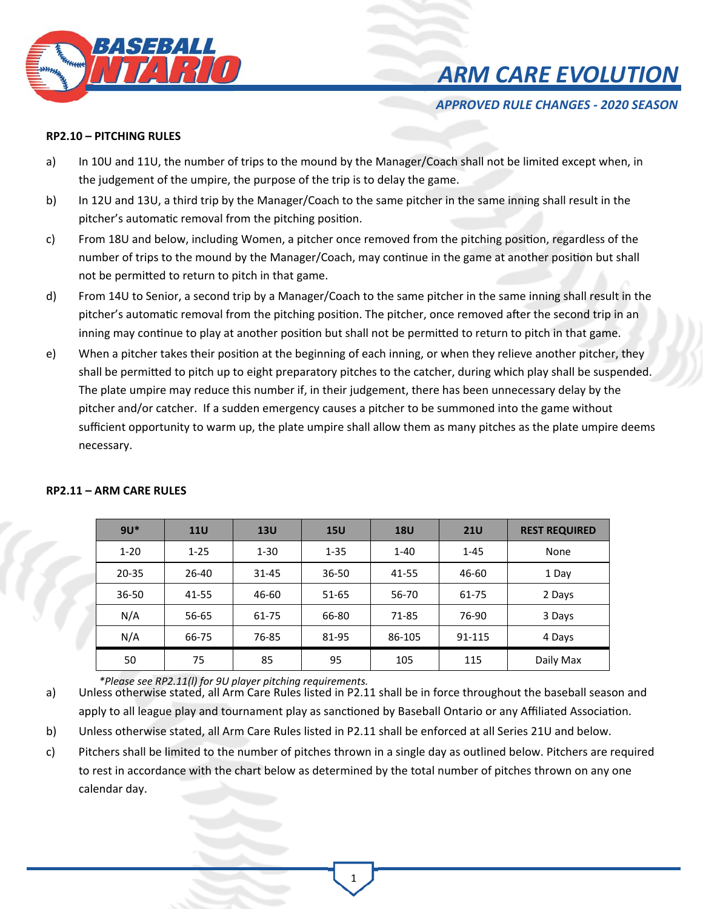# ARM CARE EVOLUTION

*APPROVED RULE CHANGES - 2020 SEASON*

**RP2.10 – PITCHING RULES**

a) In 10U and 11U, the number of trips to the mound by the Manager/Coach shall not be limited except when, in the judgement of the umpire, the purpose of the trip is to delay the game.

b) In 12U and 13U, a third trip by the Manager/Coach to the same pitcher in the same inning shall result in the pitcher's automatic removal from the pitching position.

c) From 18U and below, including Women, a pitcher once removed from the pitching position, regardless of the number of trips to the mound by the Manager/Coach, may continue in the game at another position but shall not be permitted to return to pitch in that game.

d) From 14U to Senior, a second trip by a Manager/Coach to the same pitcher in the same inning shall result in the pitcher's automatic removal from the pitching position. The pitcher, once removed after the second trip in an inning may continue to play at another position but shall not be permitted to return to pitch in that game.

e) When a pitcher takes their position at the beginning of each inning, or when they relieve another pitcher, they shall be permitted to pitch up to eight preparatory pitches to the catcher, during which play shall be suspended. The plate umpire may reduce this number if, in their judgement, there has been unnecessary delay by the pitcher and/or catcher. If a sudden emergency causes a pitcher to be summoned into the game without sufficient opportunity to warm up, the plate umpire shall allow them as many pitches as the plate umpire deems necessary.

**RP2.11 – ARM CARE RULES**

| 9U* | 11U | 13U | 15U | 18U | 21U | REST REQUIRED |
|---|---|---|---|---|---|---|
| 1-20 | 1-25 | 1-30 | 1-35 | 1-40 | 1-45 | None |
| 20-35 | 26-40 | 31-45 | 36-50 | 41-55 | 46-60 | 1 Day |
| 36-50 | 41-55 | 46-60 | 51-65 | 56-70 | 61-75 | 2 Days |
| N/A | 56-65 | 61-75 | 66-80 | 71-85 | 76-90 | 3 Days |
| N/A | 66-75 | 76-85 | 81-95 | 86-105 | 91-115 | 4 Days |
| 50 | 75 | 85 | 95 | 105 | 115 | Daily Max |

*\*Please see RP2.11(l) for 9U player pitching requirements.*

a) Unless otherwise stated, all Arm Care Rules listed in P2.11 shall be in force throughout the baseball season and apply to all league play and tournament play as sanctioned by Baseball Ontario or any Affiliated Association.

b) Unless otherwise stated, all Arm Care Rules listed in P2.11 shall be enforced at all Series 21U and below.

c) Pitchers shall be limited to the number of pitches thrown in a single day as outlined below. Pitchers are required to rest in accordance with the chart below as determined by the total number of pitches thrown on any one calendar day.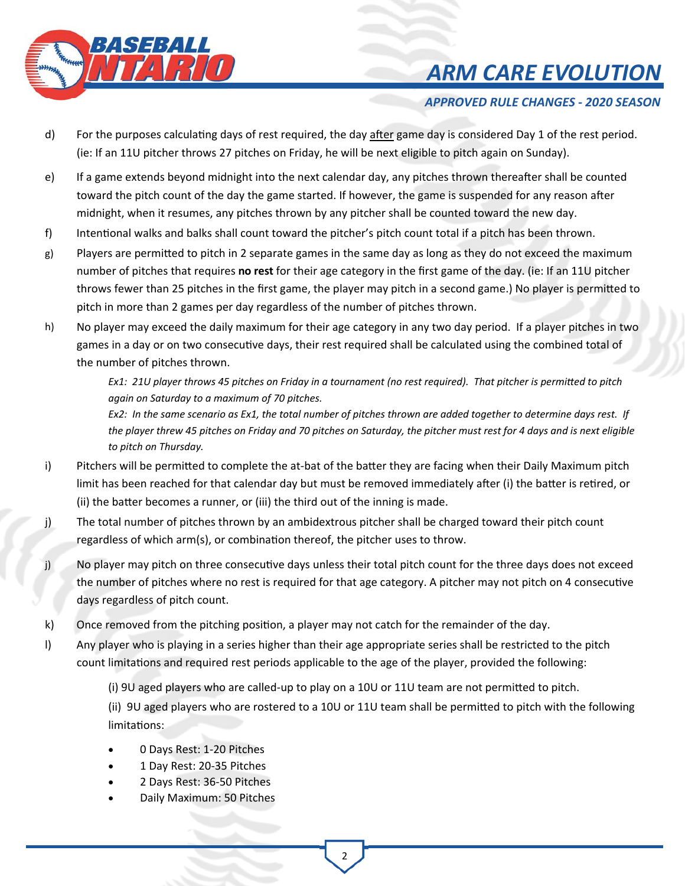d) For the purposes calculating days of rest required, the day <u>after</u> game day is considered Day 1 of the rest period. (ie: If an 11U pitcher throws 27 pitches on Friday, he will be next eligible to pitch again on Sunday).

e) If a game extends beyond midnight into the next calendar day, any pitches thrown thereafter shall be counted toward the pitch count of the day the game started. If however, the game is suspended for any reason after midnight, when it resumes, any pitches thrown by any pitcher shall be counted toward the new day.

f) Intentional walks and balks shall count toward the pitcher's pitch count total if a pitch has been thrown.

g) Players are permitted to pitch in 2 separate games in the same day as long as they do not exceed the maximum number of pitches that requires **no rest** for their age category in the first game of the day. (ie: If an 11U pitcher throws fewer than 25 pitches in the first game, the player may pitch in a second game.) No player is permitted to pitch in more than 2 games per day regardless of the number of pitches thrown.

h) No player may exceed the daily maximum for their age category in any two day period. If a player pitches in two games in a day or on two consecutive days, their rest required shall be calculated using the combined total of the number of pitches thrown.

*Ex1: 21U player throws 45 pitches on Friday in a tournament (no rest required). That pitcher is permitted to pitch again on Saturday to a maximum of 70 pitches.*

*Ex2: In the same scenario as Ex1, the total number of pitches thrown are added together to determine days rest. If the player threw 45 pitches on Friday and 70 pitches on Saturday, the pitcher must rest for 4 days and is next eligible to pitch on Thursday.*

i) Pitchers will be permitted to complete the at-bat of the batter they are facing when their Daily Maximum pitch limit has been reached for that calendar day but must be removed immediately after (i) the batter is retired, or (ii) the batter becomes a runner, or (iii) the third out of the inning is made.

j) The total number of pitches thrown by an ambidextrous pitcher shall be charged toward their pitch count regardless of which arm(s), or combination thereof, the pitcher uses to throw.

j) No player may pitch on three consecutive days unless their total pitch count for the three days does not exceed the number of pitches where no rest is required for that age category. A pitcher may not pitch on 4 consecutive days regardless of pitch count.

k) Once removed from the pitching position, a player may not catch for the remainder of the day.

l) Any player who is playing in a series higher than their age appropriate series shall be restricted to the pitch count limitations and required rest periods applicable to the age of the player, provided the following:

(i) 9U aged players who are called-up to play on a 10U or 11U team are not permitted to pitch.

(ii) 9U aged players who are rostered to a 10U or 11U team shall be permitted to pitch with the following limitations:

- 0 Days Rest: 1-20 Pitches
- 1 Day Rest: 20-35 Pitches
- 2 Days Rest: 36-50 Pitches
- Daily Maximum: 50 Pitches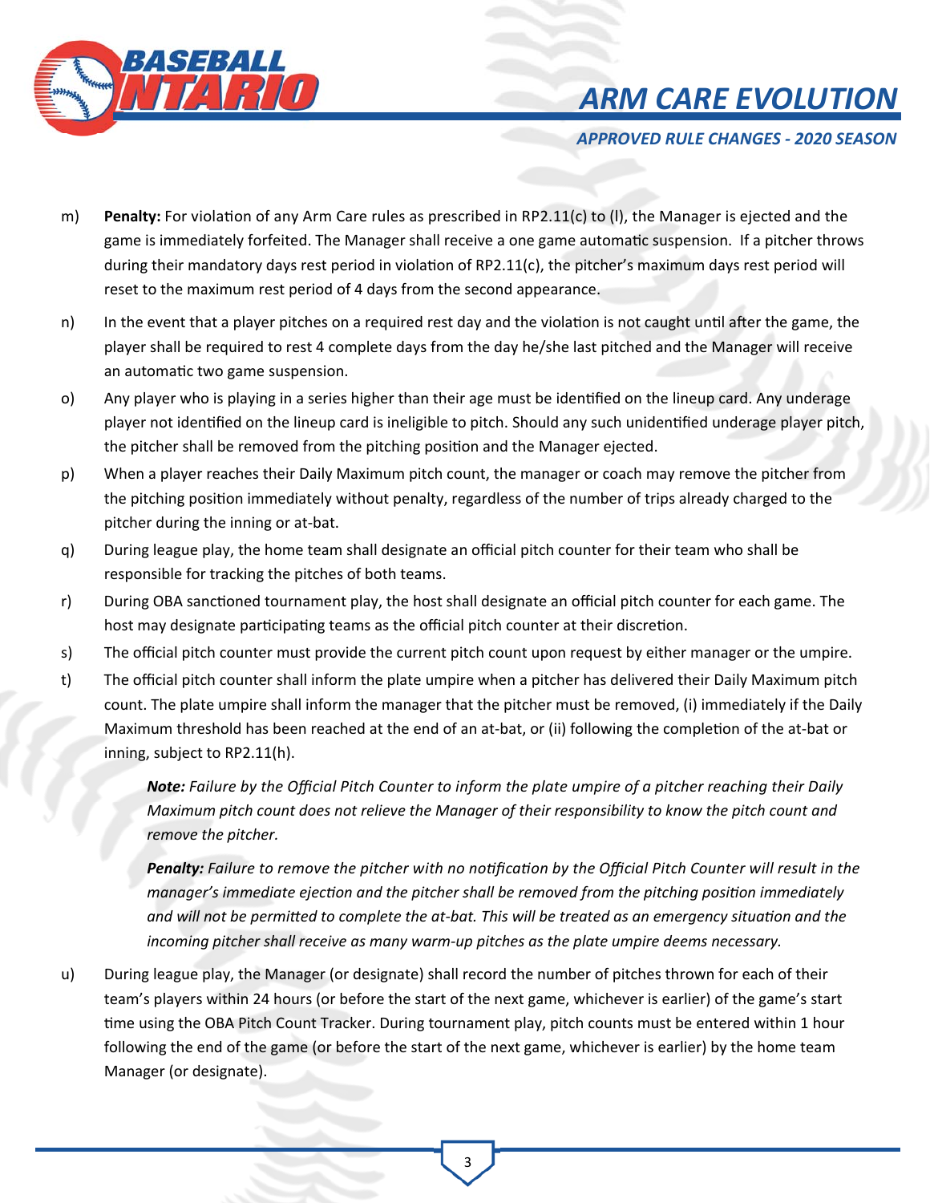m) **Penalty:** For violation of any Arm Care rules as prescribed in RP2.11(c) to (l), the Manager is ejected and the game is immediately forfeited. The Manager shall receive a one game automatic suspension. If a pitcher throws during their mandatory days rest period in violation of RP2.11(c), the pitcher's maximum days rest period will reset to the maximum rest period of 4 days from the second appearance.

n) In the event that a player pitches on a required rest day and the violation is not caught until after the game, the player shall be required to rest 4 complete days from the day he/she last pitched and the Manager will receive an automatic two game suspension.

o) Any player who is playing in a series higher than their age must be identified on the lineup card. Any underage player not identified on the lineup card is ineligible to pitch. Should any such unidentified underage player pitch, the pitcher shall be removed from the pitching position and the Manager ejected.

p) When a player reaches their Daily Maximum pitch count, the manager or coach may remove the pitcher from the pitching position immediately without penalty, regardless of the number of trips already charged to the pitcher during the inning or at-bat.

q) During league play, the home team shall designate an official pitch counter for their team who shall be responsible for tracking the pitches of both teams.

r) During OBA sanctioned tournament play, the host shall designate an official pitch counter for each game. The host may designate participating teams as the official pitch counter at their discretion.

s) The official pitch counter must provide the current pitch count upon request by either manager or the umpire.

t) The official pitch counter shall inform the plate umpire when a pitcher has delivered their Daily Maximum pitch count. The plate umpire shall inform the manager that the pitcher must be removed, (i) immediately if the Daily Maximum threshold has been reached at the end of an at-bat, or (ii) following the completion of the at-bat or inning, subject to RP2.11(h).

   ***Note:*** *Failure by the Official Pitch Counter to inform the plate umpire of a pitcher reaching their Daily Maximum pitch count does not relieve the Manager of their responsibility to know the pitch count and remove the pitcher.*

   ***Penalty:*** *Failure to remove the pitcher with no notification by the Official Pitch Counter will result in the manager's immediate ejection and the pitcher shall be removed from the pitching position immediately and will not be permitted to complete the at-bat. This will be treated as an emergency situation and the incoming pitcher shall receive as many warm-up pitches as the plate umpire deems necessary.*

u) During league play, the Manager (or designate) shall record the number of pitches thrown for each of their team's players within 24 hours (or before the start of the next game, whichever is earlier) of the game's start time using the OBA Pitch Count Tracker. During tournament play, pitch counts must be entered within 1 hour following the end of the game (or before the start of the next game, whichever is earlier) by the home team Manager (or designate).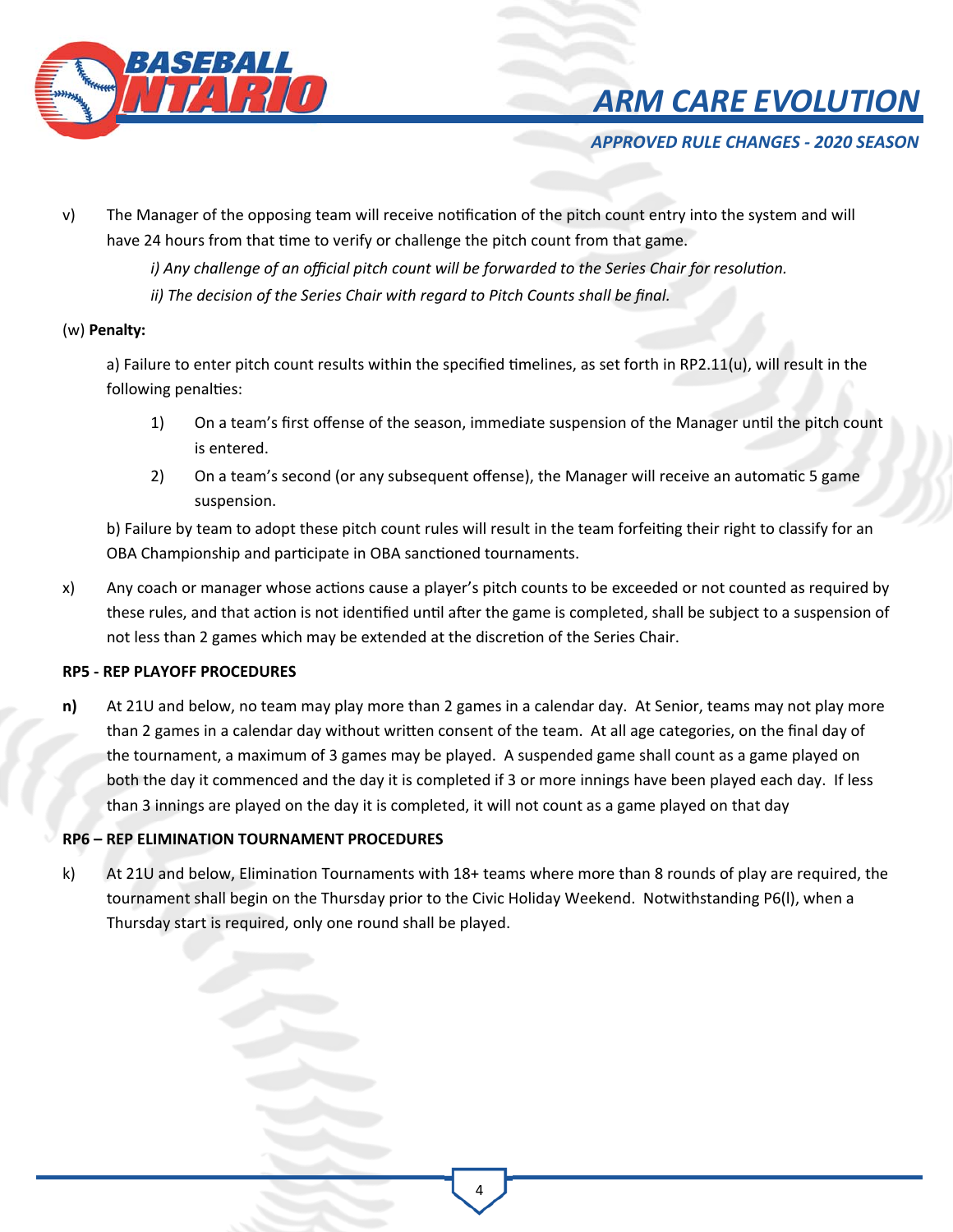v) The Manager of the opposing team will receive notification of the pitch count entry into the system and will have 24 hours from that time to verify or challenge the pitch count from that game.

*i) Any challenge of an official pitch count will be forwarded to the Series Chair for resolution.*

*ii) The decision of the Series Chair with regard to Pitch Counts shall be final.*

(w) **Penalty:**

a) Failure to enter pitch count results within the specified timelines, as set forth in RP2.11(u), will result in the following penalties:

1) On a team's first offense of the season, immediate suspension of the Manager until the pitch count is entered.

2) On a team's second (or any subsequent offense), the Manager will receive an automatic 5 game suspension.

b) Failure by team to adopt these pitch count rules will result in the team forfeiting their right to classify for an OBA Championship and participate in OBA sanctioned tournaments.

x) Any coach or manager whose actions cause a player's pitch counts to be exceeded or not counted as required by these rules, and that action is not identified until after the game is completed, shall be subject to a suspension of not less than 2 games which may be extended at the discretion of the Series Chair.

**RP5 - REP PLAYOFF PROCEDURES**

**n)** At 21U and below, no team may play more than 2 games in a calendar day. At Senior, teams may not play more than 2 games in a calendar day without written consent of the team. At all age categories, on the final day of the tournament, a maximum of 3 games may be played. A suspended game shall count as a game played on both the day it commenced and the day it is completed if 3 or more innings have been played each day. If less than 3 innings are played on the day it is completed, it will not count as a game played on that day

**RP6 – REP ELIMINATION TOURNAMENT PROCEDURES**

k) At 21U and below, Elimination Tournaments with 18+ teams where more than 8 rounds of play are required, the tournament shall begin on the Thursday prior to the Civic Holiday Weekend. Notwithstanding P6(l), when a Thursday start is required, only one round shall be played.